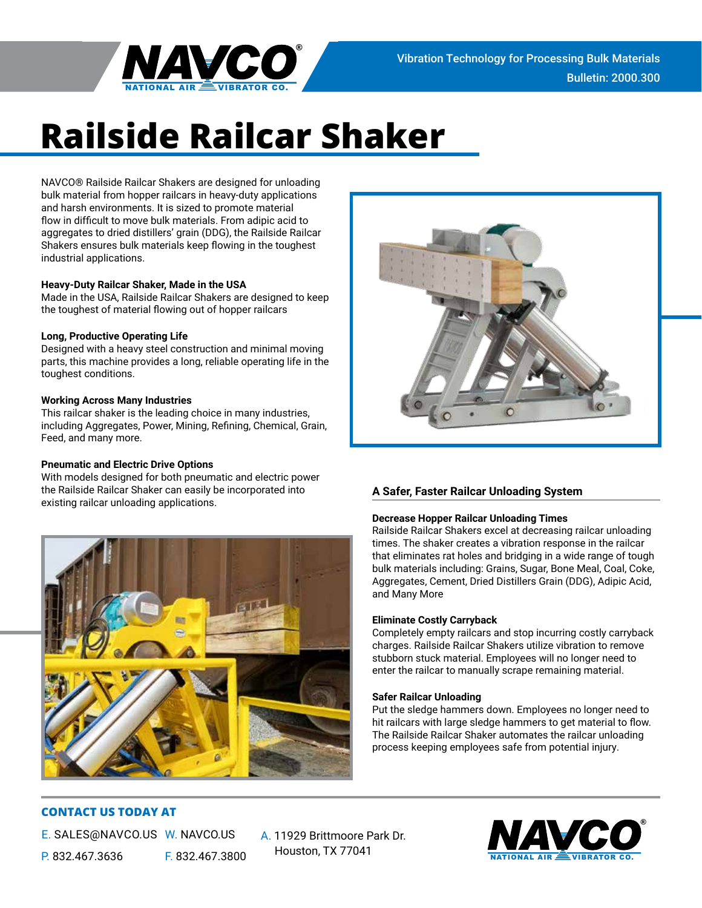# Railside Railcar Shaker

NAVCO® Railside Railcar Shakers are designed for unloading bulk material from hopper railcars in heavy-duty applications and harsh environments. It is sized to promote material flow in difficult to move bulk materials. From adipic acid to aggregates to dried distillers' grain (DDG), the Railside Railcar Shakers ensures bulk materials keep flowing in the toughest industrial applications.

**Heavy-Duty Railcar Shaker, Made in the USA**
Made in the USA, Railside Railcar Shakers are designed to keep the toughest of material flowing out of hopper railcars

**Long, Productive Operating Life**
Designed with a heavy steel construction and minimal moving parts, this machine provides a long, reliable operating life in the toughest conditions.

**Working Across Many Industries**
This railcar shaker is the leading choice in many industries, including Aggregates, Power, Mining, Refining, Chemical, Grain, Feed, and many more.

**Pneumatic and Electric Drive Options**
With models designed for both pneumatic and electric power the Railside Railcar Shaker can easily be incorporated into existing railcar unloading applications.

## A Safer, Faster Railcar Unloading System

**Decrease Hopper Railcar Unloading Times**
Railside Railcar Shakers excel at decreasing railcar unloading times. The shaker creates a vibration response in the railcar that eliminates rat holes and bridging in a wide range of tough bulk materials including: Grains, Sugar, Bone Meal, Coal, Coke, Aggregates, Cement, Dried Distillers Grain (DDG), Adipic Acid, and Many More

**Eliminate Costly Carryback**
Completely empty railcars and stop incurring costly carryback charges. Railside Railcar Shakers utilize vibration to remove stubborn stuck material. Employees will no longer need to enter the railcar to manually scrape remaining material.

**Safer Railcar Unloading**
Put the sledge hammers down. Employees no longer need to hit railcars with large sledge hammers to get material to flow. The Railside Railcar Shaker automates the railcar unloading process keeping employees safe from potential injury.

**CONTACT US TODAY AT**

E. SALES@NAVCO.US W. NAVCO.US
P. 832.467.3636 F. 832.467.3800
A. 11929 Brittmoore Park Dr. Houston, TX 77041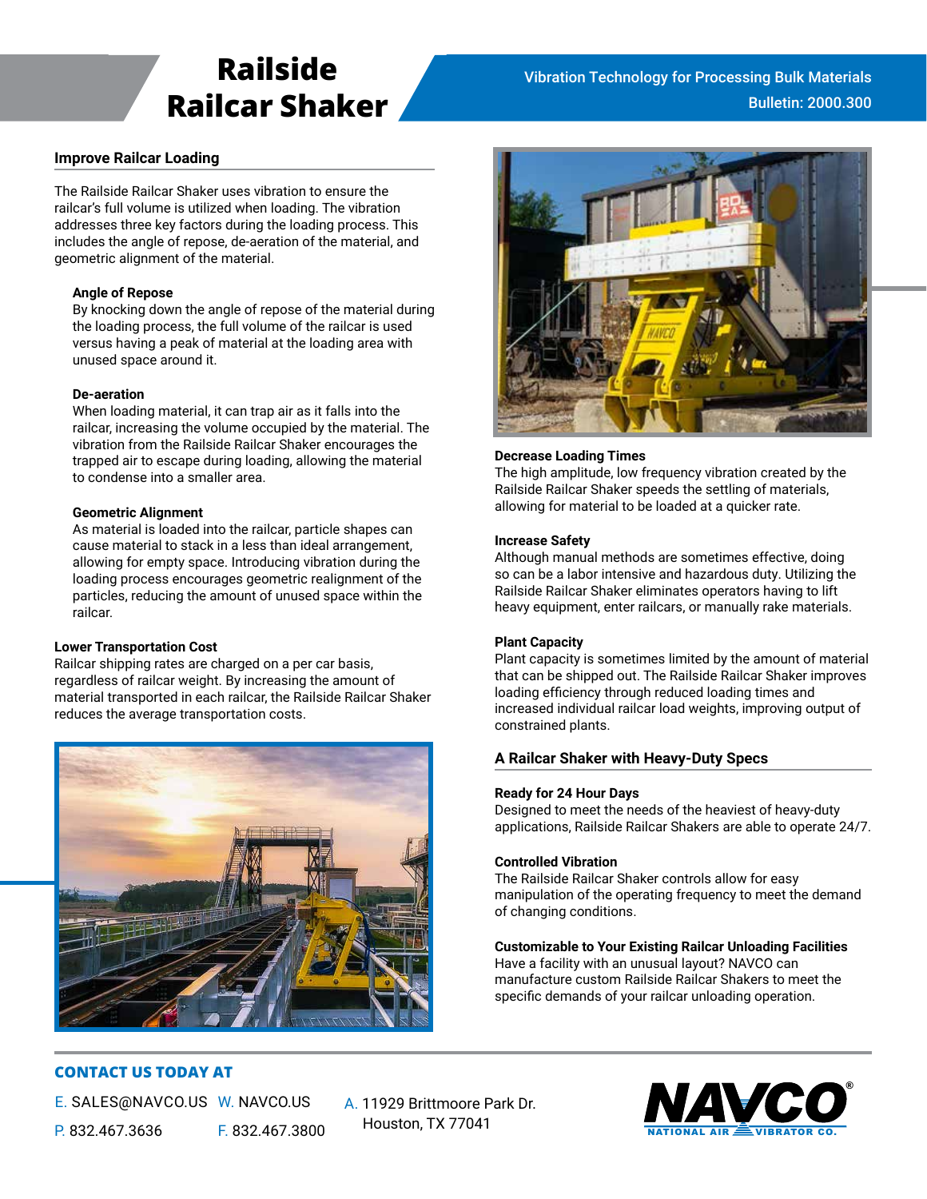# Railside Railcar Shaker

Vibration Technology for Processing Bulk Materials

Bulletin: 2000.300

## Improve Railcar Loading

The Railside Railcar Shaker uses vibration to ensure the railcar's full volume is utilized when loading. The vibration addresses three key factors during the loading process. This includes the angle of repose, de-aeration of the material, and geometric alignment of the material.

**Angle of Repose**
By knocking down the angle of repose of the material during the loading process, the full volume of the railcar is used versus having a peak of material at the loading area with unused space around it.

**De-aeration**
When loading material, it can trap air as it falls into the railcar, increasing the volume occupied by the material. The vibration from the Railside Railcar Shaker encourages the trapped air to escape during loading, allowing the material to condense into a smaller area.

**Geometric Alignment**
As material is loaded into the railcar, particle shapes can cause material to stack in a less than ideal arrangement, allowing for empty space. Introducing vibration during the loading process encourages geometric realignment of the particles, reducing the amount of unused space within the railcar.

**Lower Transportation Cost**
Railcar shipping rates are charged on a per car basis, regardless of railcar weight. By increasing the amount of material transported in each railcar, the Railside Railcar Shaker reduces the average transportation costs.

**Decrease Loading Times**
The high amplitude, low frequency vibration created by the Railside Railcar Shaker speeds the settling of materials, allowing for material to be loaded at a quicker rate.

**Increase Safety**
Although manual methods are sometimes effective, doing so can be a labor intensive and hazardous duty. Utilizing the Railside Railcar Shaker eliminates operators having to lift heavy equipment, enter railcars, or manually rake materials.

**Plant Capacity**
Plant capacity is sometimes limited by the amount of material that can be shipped out. The Railside Railcar Shaker improves loading efficiency through reduced loading times and increased individual railcar load weights, improving output of constrained plants.

## A Railcar Shaker with Heavy-Duty Specs

**Ready for 24 Hour Days**
Designed to meet the needs of the heaviest of heavy-duty applications, Railside Railcar Shakers are able to operate 24/7.

**Controlled Vibration**
The Railside Railcar Shaker controls allow for easy manipulation of the operating frequency to meet the demand of changing conditions.

**Customizable to Your Existing Railcar Unloading Facilities**
Have a facility with an unusual layout? NAVCO can manufacture custom Railside Railcar Shakers to meet the specific demands of your railcar unloading operation.

## CONTACT US TODAY AT

E. SALES@NAVCO.US
W. NAVCO.US
P. 832.467.3636
F. 832.467.3800
A. 11929 Brittmoore Park Dr.
Houston, TX 77041

NAVCO® NATIONAL AIR VIBRATOR CO.